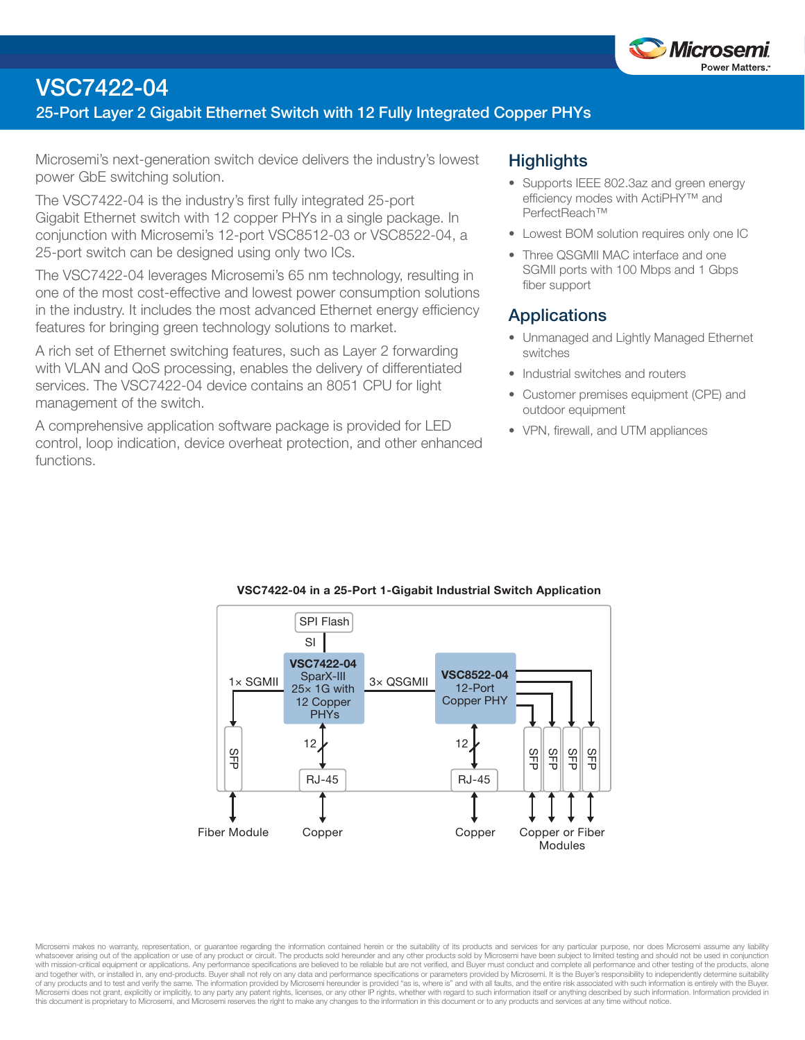# VSC7422-04

## 25-Port Layer 2 Gigabit Ethernet Switch with 12 Fully Integrated Copper PHYs

Microsemi's next-generation switch device delivers the industry's lowest power GbE switching solution.

The VSC7422-04 is the industry's first fully integrated 25-port Gigabit Ethernet switch with 12 copper PHYs in a single package. In conjunction with Microsemi's 12-port VSC8512-03 or VSC8522-04, a 25-port switch can be designed using only two ICs.

The VSC7422-04 leverages Microsemi's 65 nm technology, resulting in one of the most cost-effective and lowest power consumption solutions in the industry. It includes the most advanced Ethernet energy efficiency features for bringing green technology solutions to market.

A rich set of Ethernet switching features, such as Layer 2 forwarding with VLAN and QoS processing, enables the delivery of differentiated services. The VSC7422-04 device contains an 8051 CPU for light management of the switch.

A comprehensive application software package is provided for LED control, loop indication, device overheat protection, and other enhanced functions.

## Highlights

- Supports IEEE 802.3az and green energy efficiency modes with ActiPHY™ and PerfectReach™
- Lowest BOM solution requires only one IC
- Three QSGMII MAC interface and one SGMII ports with 100 Mbps and 1 Gbps fiber support

## Applications

- Unmanaged and Lightly Managed Ethernet switches
- Industrial switches and routers
- Customer premises equipment (CPE) and outdoor equipment
- VPN, firewall, and UTM appliances

**VSC7422-04 in a 25-Port 1-Gigabit Industrial Switch Application**

Microsemi makes no warranty, representation, or guarantee regarding the information contained herein or the suitability of its products and services for any particular purpose, nor does Microsemi assume any liability whatsoever arising out of the application or use of any product or circuit. The products sold hereunder and any other products sold by Microsemi have been subject to limited testing and should not be used in conjunction with mission-critical equipment or applications. Any performance specifications are believed to be reliable but are not verified, and Buyer must conduct and complete all performance and other testing of the products, alone and together with, or installed in, any end-products. Buyer shall not rely on any data and performance specifications or parameters provided by Microsemi. It is the Buyer's responsibility to independently determine suitability of any products and to test and verify the same. The information provided by Microsemi hereunder is provided "as is, where is" and with all faults, and the entire risk associated with such information is entirely with the Buyer. Microsemi does not grant, explicitly or implicitly, to any party any patent rights, licenses, or any other IP rights, whether with regard to such information itself or anything described by such information. Information provided in this document is proprietary to Microsemi, and Microsemi reserves the right to make any changes to the information in this document or to any products and services at any time without notice.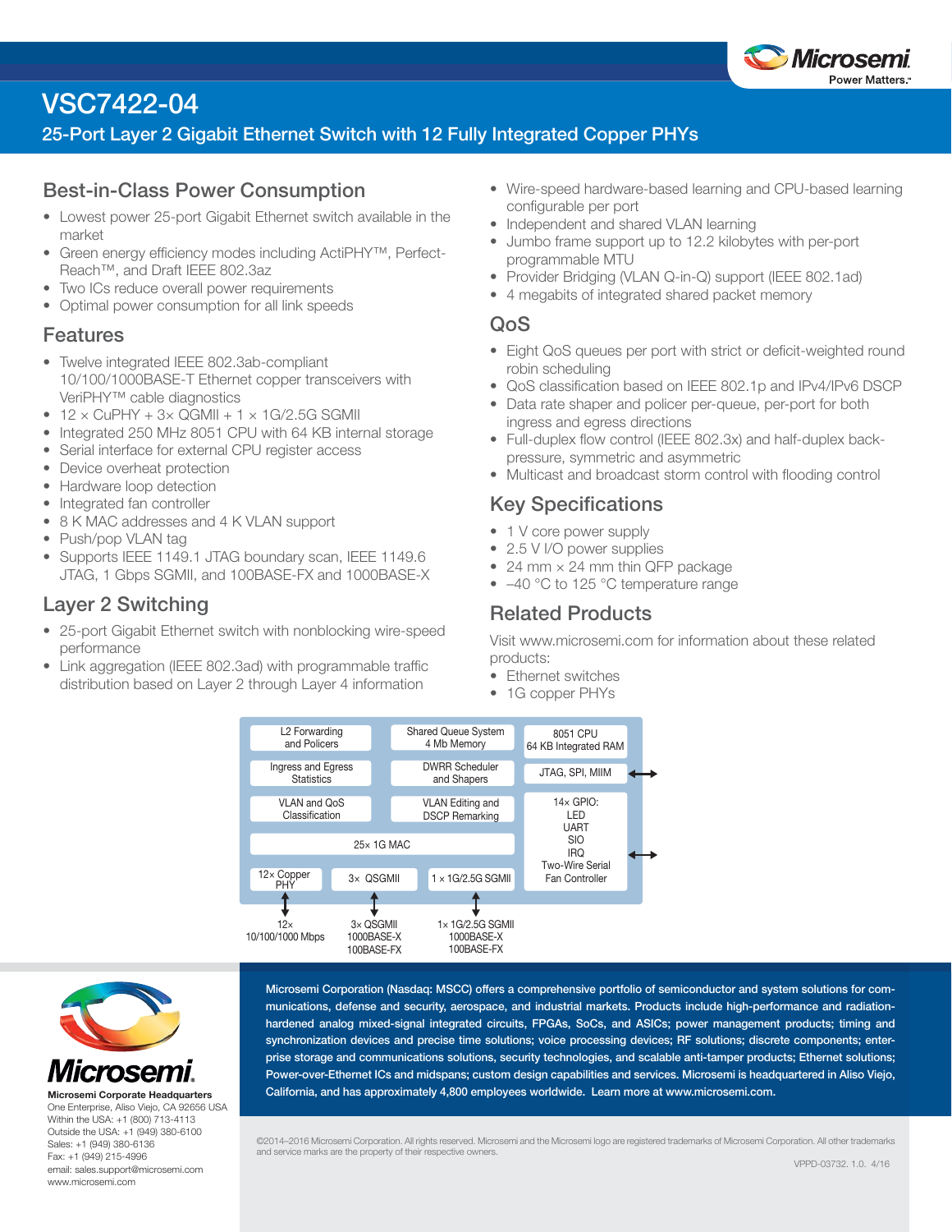# VSC7422-04

## 25-Port Layer 2 Gigabit Ethernet Switch with 12 Fully Integrated Copper PHYs

## Best-in-Class Power Consumption

- Lowest power 25-port Gigabit Ethernet switch available in the market
- Green energy efficiency modes including ActiPHY™, Perfect-Reach™, and Draft IEEE 802.3az
- Two ICs reduce overall power requirements
- Optimal power consumption for all link speeds

## Features

- Twelve integrated IEEE 802.3ab-compliant 10/100/1000BASE-T Ethernet copper transceivers with VeriPHY™ cable diagnostics
- 12 × CuPHY + 3× QGMII + 1 × 1G/2.5G SGMII
- Integrated 250 MHz 8051 CPU with 64 KB internal storage
- Serial interface for external CPU register access
- Device overheat protection
- Hardware loop detection
- Integrated fan controller
- 8 K MAC addresses and 4 K VLAN support
- Push/pop VLAN tag
- Supports IEEE 1149.1 JTAG boundary scan, IEEE 1149.6 JTAG, 1 Gbps SGMII, and 100BASE-FX and 1000BASE-X

## Layer 2 Switching

- 25-port Gigabit Ethernet switch with nonblocking wire-speed performance
- Link aggregation (IEEE 802.3ad) with programmable traffic distribution based on Layer 2 through Layer 4 information
- Wire-speed hardware-based learning and CPU-based learning configurable per port
- Independent and shared VLAN learning
- Jumbo frame support up to 12.2 kilobytes with per-port programmable MTU
- Provider Bridging (VLAN Q-in-Q) support (IEEE 802.1ad)
- 4 megabits of integrated shared packet memory

## QoS

- Eight QoS queues per port with strict or deficit-weighted round robin scheduling
- QoS classification based on IEEE 802.1p and IPv4/IPv6 DSCP
- Data rate shaper and policer per-queue, per-port for both ingress and egress directions
- Full-duplex flow control (IEEE 802.3x) and half-duplex back-pressure, symmetric and asymmetric
- Multicast and broadcast storm control with flooding control

## Key Specifications

- 1 V core power supply
- 2.5 V I/O power supplies
- 24 mm × 24 mm thin QFP package
- –40 °C to 125 °C temperature range

## Related Products

Visit www.microsemi.com for information about these related products:

- Ethernet switches
- 1G copper PHYs

L2 Forwarding and Policers
Shared Queue System 4 Mb Memory
8051 CPU 64 KB Integrated RAM
Ingress and Egress Statistics
DWRR Scheduler and Shapers
JTAG, SPI, MIIM
VLAN and QoS Classification
VLAN Editing and DSCP Remarking
14× GPIO: LED UART SIO IRQ Two-Wire Serial Fan Controller
25× 1G MAC
12× Copper PHY
3× QSGMII
1 × 1G/2.5G SGMII
12× 10/100/1000 Mbps
3× QSGMII 1000BASE-X 100BASE-FX
1× 1G/2.5G SGMII 1000BASE-X 100BASE-FX

**Microsemi Corporate Headquarters**
One Enterprise, Aliso Viejo, CA 92656 USA
Within the USA: +1 (800) 713-4113
Outside the USA: +1 (949) 380-6100
Sales: +1 (949) 380-6136
Fax: +1 (949) 215-4996
email: sales.support@microsemi.com
www.microsemi.com

**Microsemi Corporation (Nasdaq: MSCC) offers a comprehensive portfolio of semiconductor and system solutions for communications, defense and security, aerospace, and industrial markets. Products include high-performance and radiation-hardened analog mixed-signal integrated circuits, FPGAs, SoCs, and ASICs; power management products; timing and synchronization devices and precise time solutions; voice processing devices; RF solutions; discrete components; enterprise storage and communications solutions, security technologies, and scalable anti-tamper products; Ethernet solutions; Power-over-Ethernet ICs and midspans; custom design capabilities and services. Microsemi is headquartered in Aliso Viejo, California, and has approximately 4,800 employees worldwide. Learn more at www.microsemi.com.**

©2014–2016 Microsemi Corporation. All rights reserved. Microsemi and the Microsemi logo are registered trademarks of Microsemi Corporation. All other trademarks and service marks are the property of their respective owners.

VPPD-03732. 1.0. 4/16